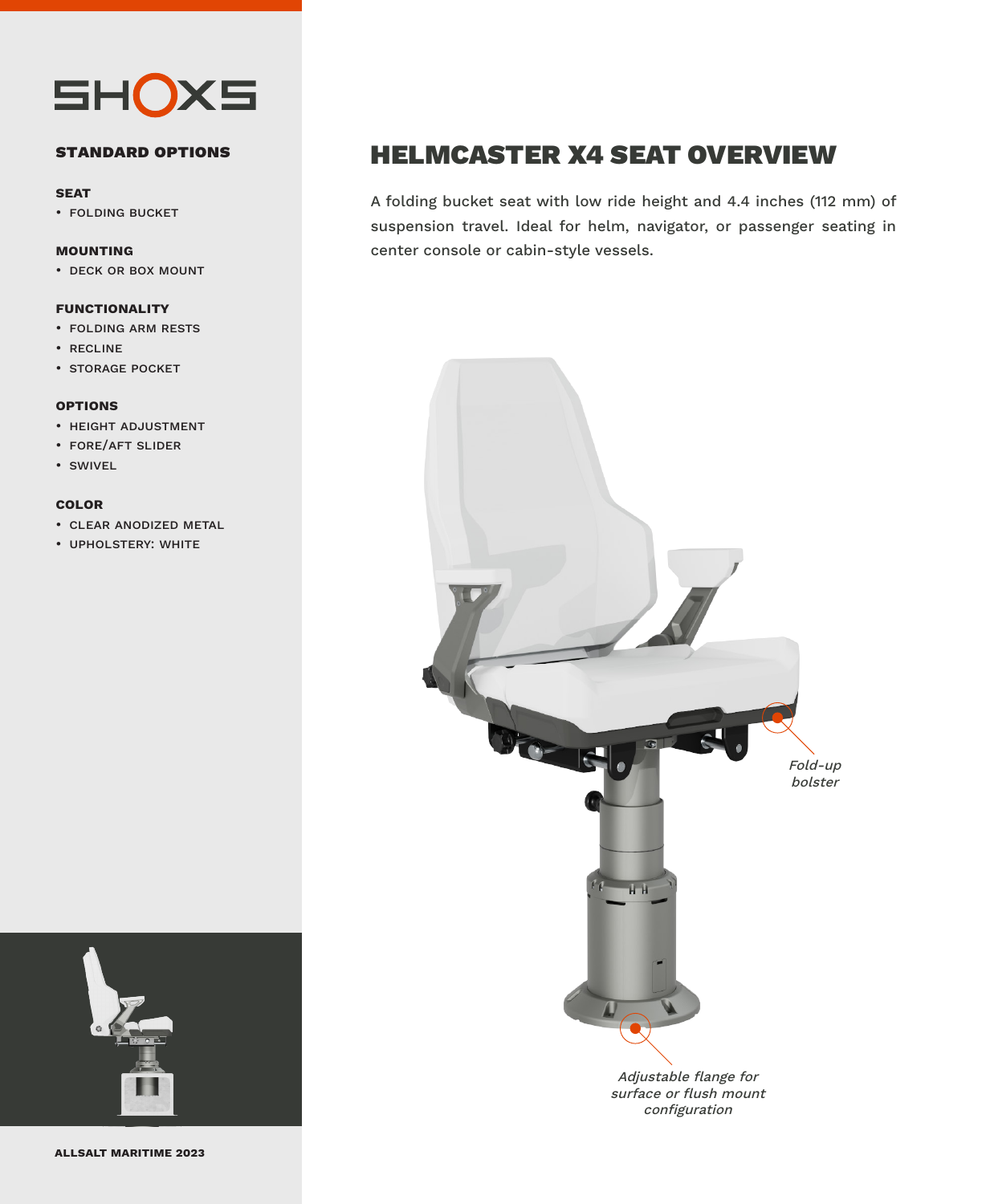SHOXS

## STANDARD OPTIONS

**SEAT**
- FOLDING BUCKET

**MOUNTING**
- DECK OR BOX MOUNT

**FUNCTIONALITY**
- FOLDING ARM RESTS
- RECLINE
- STORAGE POCKET

**OPTIONS**
- HEIGHT ADJUSTMENT
- FORE/AFT SLIDER
- SWIVEL

**COLOR**
- CLEAR ANODIZED METAL
- UPHOLSTERY: WHITE

**ALLSALT MARITIME 2023**

# HELMCASTER X4 SEAT OVERVIEW

A folding bucket seat with low ride height and 4.4 inches (112 mm) of suspension travel. Ideal for helm, navigator, or passenger seating in center console or cabin-style vessels.

*Fold-up bolster*

*Adjustable flange for surface or flush mount configuration*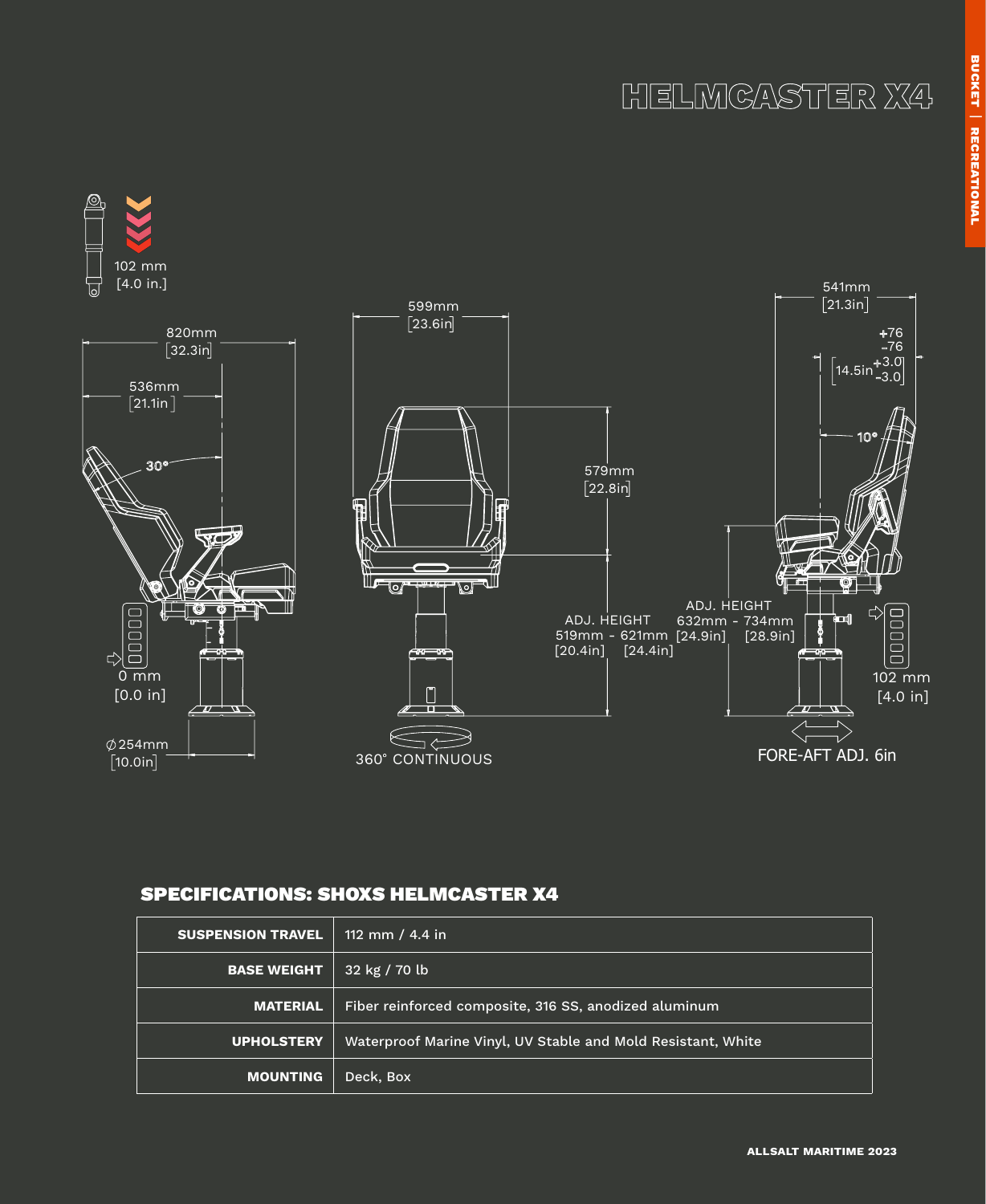# HELMCASTER X4

BUCKET | RECREATIONAL

102 mm
[4.0 in.]

820mm
[32.3in]

536mm
[21.1in]

30°

0 mm
[0.0 in]

∅254mm
[10.0in]

599mm
[23.6in]

579mm
[22.8in]

ADJ. HEIGHT
519mm - 621mm
[20.4in] [24.4in]

360° CONTINUOUS

541mm
[21.3in]

+76
-76

14.5in +3.0 -3.0

10°

ADJ. HEIGHT
632mm - 734mm
[24.9in] [28.9in]

102 mm
[4.0 in]

FORE-AFT ADJ. 6in

## SPECIFICATIONS: SHOXS HELMCASTER X4

| | |
|---|---|
| **SUSPENSION TRAVEL** | 112 mm / 4.4 in |
| **BASE WEIGHT** | 32 kg / 70 lb |
| **MATERIAL** | Fiber reinforced composite, 316 SS, anodized aluminum |
| **UPHOLSTERY** | Waterproof Marine Vinyl, UV Stable and Mold Resistant, White |
| **MOUNTING** | Deck, Box |

ALLSALT MARITIME 2023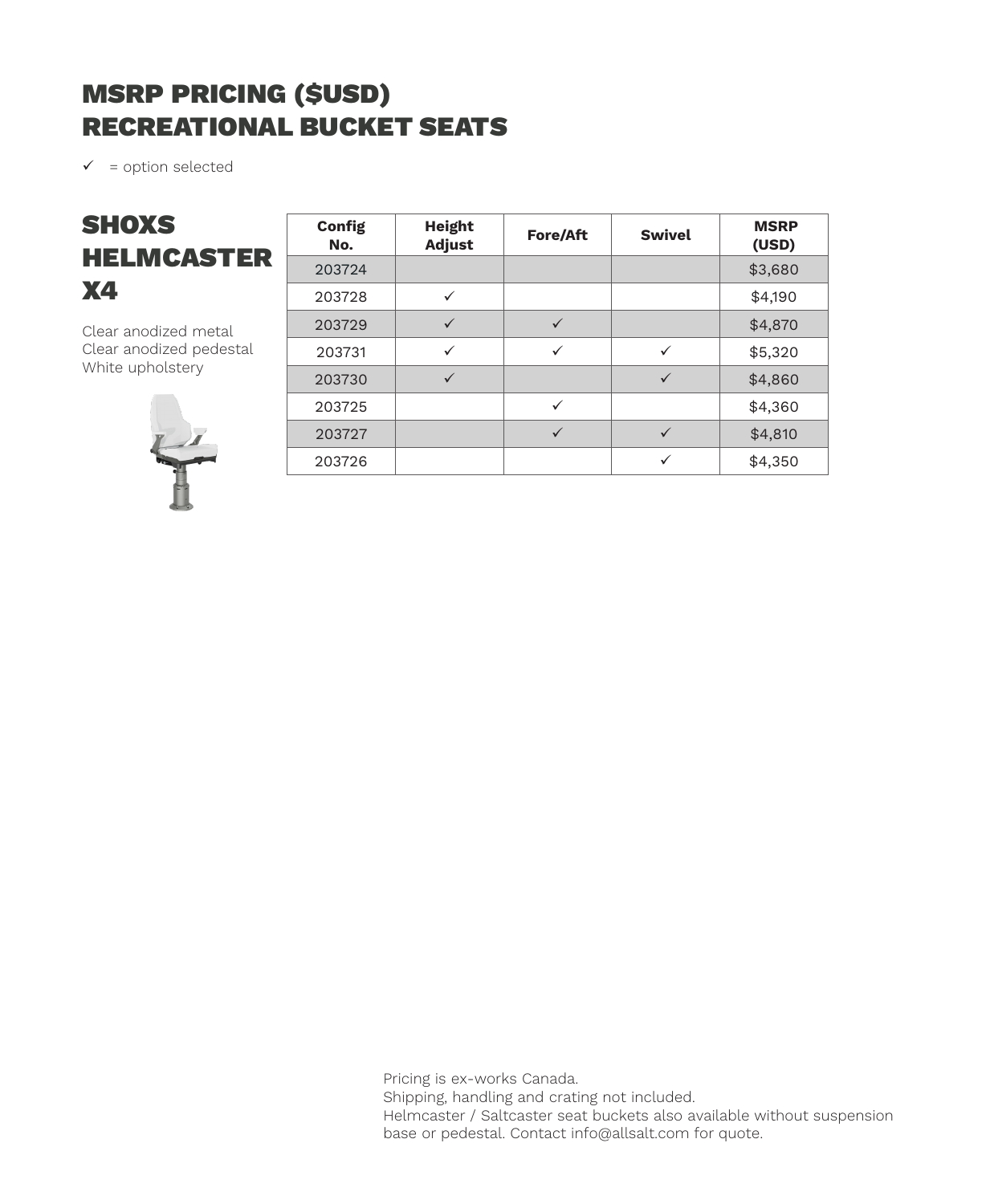# MSRP PRICING ($USD)
# RECREATIONAL BUCKET SEATS

✓ = option selected

## SHOXS HELMCASTER X4

Clear anodized metal
Clear anodized pedestal
White upholstery

| Config No. | Height Adjust | Fore/Aft | Swivel | MSRP (USD) |
|---|---|---|---|---|
| 203724 | | | | $3,680 |
| 203728 | ✓ | | | $4,190 |
| 203729 | ✓ | ✓ | | $4,870 |
| 203731 | ✓ | ✓ | ✓ | $5,320 |
| 203730 | ✓ | | ✓ | $4,860 |
| 203725 | | ✓ | | $4,360 |
| 203727 | | ✓ | ✓ | $4,810 |
| 203726 | | | ✓ | $4,350 |

Pricing is ex-works Canada.
Shipping, handling and crating not included.
Helmcaster / Saltcaster seat buckets also available without suspension base or pedestal. Contact info@allsalt.com for quote.